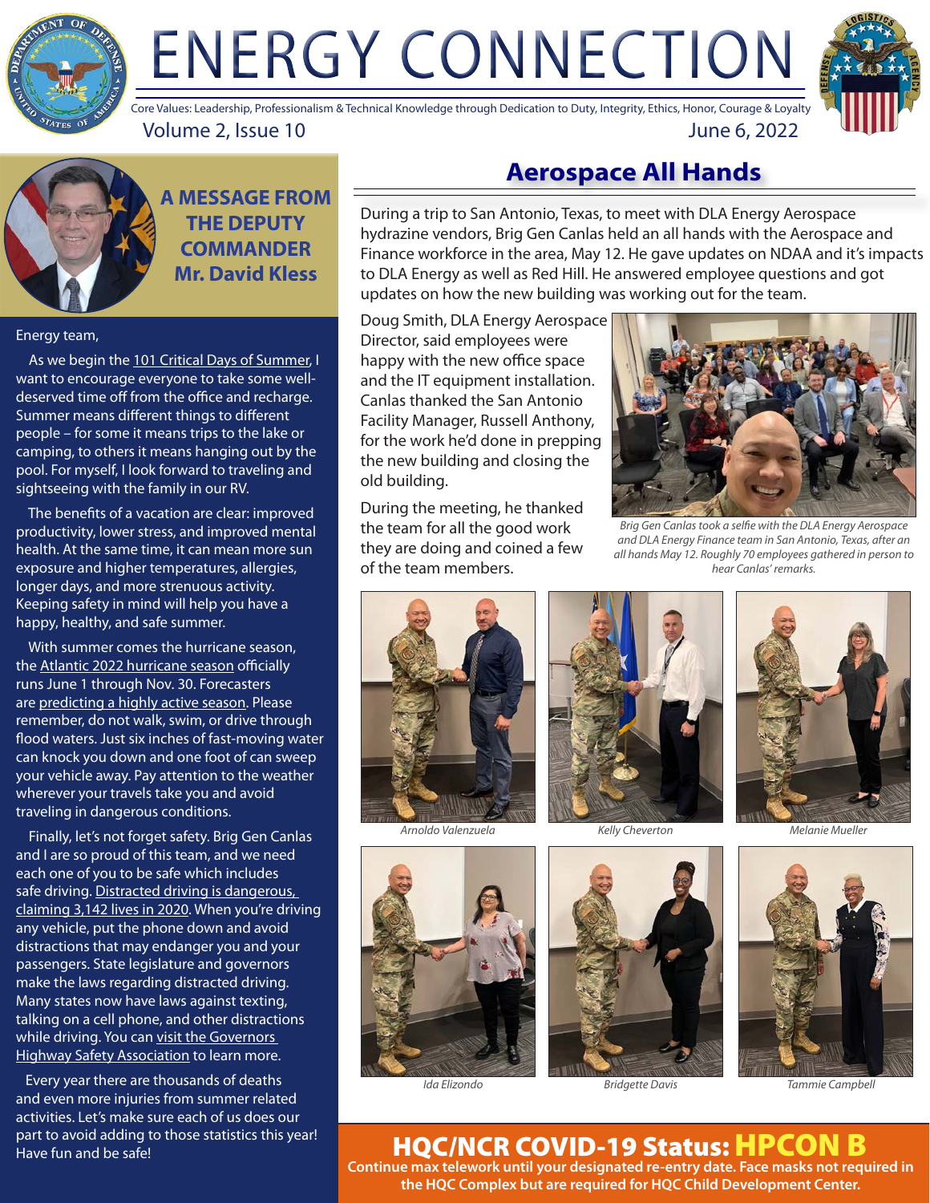# ENERGY CONNECTION

Core Values: Leadership, Professionalism & Technical Knowledge through Dedication to Duty, Integrity, Ethics, Honor, Courage & Loyalty

Volume 2, Issue 10 June 6, 2022

## A MESSAGE FROM THE DEPUTY COMMANDER Mr. David Kless

Energy team,

As we begin the 101 Critical Days of Summer, I want to encourage everyone to take some well-deserved time off from the office and recharge. Summer means different things to different people – for some it means trips to the lake or camping, to others it means hanging out by the pool. For myself, I look forward to traveling and sightseeing with the family in our RV.

The benefits of a vacation are clear: improved productivity, lower stress, and improved mental health. At the same time, it can mean more sun exposure and higher temperatures, allergies, longer days, and more strenuous activity. Keeping safety in mind will help you have a happy, healthy, and safe summer.

With summer comes the hurricane season, the Atlantic 2022 hurricane season officially runs June 1 through Nov. 30. Forecasters are predicting a highly active season. Please remember, do not walk, swim, or drive through flood waters. Just six inches of fast-moving water can knock you down and one foot of can sweep your vehicle away. Pay attention to the weather wherever your travels take you and avoid traveling in dangerous conditions.

Finally, let's not forget safety. Brig Gen Canlas and I are so proud of this team, and we need each one of you to be safe which includes safe driving. Distracted driving is dangerous, claiming 3,142 lives in 2020. When you're driving any vehicle, put the phone down and avoid distractions that may endanger you and your passengers. State legislature and governors make the laws regarding distracted driving. Many states now have laws against texting, talking on a cell phone, and other distractions while driving. You can visit the Governors Highway Safety Association to learn more.

Every year there are thousands of deaths and even more injuries from summer related activities. Let's make sure each of us does our part to avoid adding to those statistics this year! Have fun and be safe!

## Aerospace All Hands

During a trip to San Antonio, Texas, to meet with DLA Energy Aerospace hydrazine vendors, Brig Gen Canlas held an all hands with the Aerospace and Finance workforce in the area, May 12. He gave updates on NDAA and it's impacts to DLA Energy as well as Red Hill. He answered employee questions and got updates on how the new building was working out for the team.

Doug Smith, DLA Energy Aerospace Director, said employees were happy with the new office space and the IT equipment installation. Canlas thanked the San Antonio Facility Manager, Russell Anthony, for the work he'd done in prepping the new building and closing the old building.

During the meeting, he thanked the team for all the good work they are doing and coined a few of the team members.

*Brig Gen Canlas took a selfie with the DLA Energy Aerospace and DLA Energy Finance team in San Antonio, Texas, after an all hands May 12. Roughly 70 employees gathered in person to hear Canlas' remarks.*

*Arnoldo Valenzuela*

*Kelly Cheverton*

*Melanie Mueller*

*Ida Elizondo*

*Bridgette Davis*

*Tammie Campbell*

## HQC/NCR COVID-19 Status: HPCON B

**Continue max telework until your designated re-entry date. Face masks not required in the HQC Complex but are required for HQC Child Development Center.**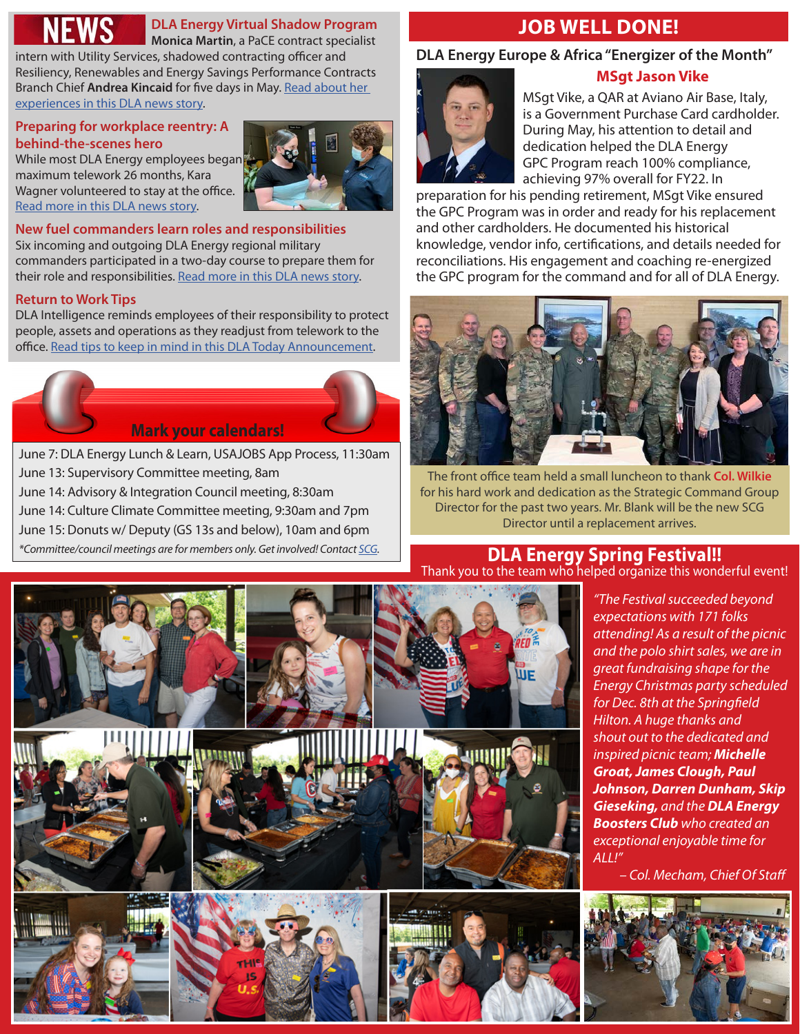# NEWS

## DLA Energy Virtual Shadow Program

**Monica Martin**, a PaCE contract specialist intern with Utility Services, shadowed contracting officer and Resiliency, Renewables and Energy Savings Performance Contracts Branch Chief **Andrea Kincaid** for five days in May. Read about her experiences in this DLA news story.

## Preparing for workplace reentry: A behind-the-scenes hero

While most DLA Energy employees began maximum telework 26 months, Kara Wagner volunteered to stay at the office. Read more in this DLA news story.

## New fuel commanders learn roles and responsibilities

Six incoming and outgoing DLA Energy regional military commanders participated in a two-day course to prepare them for their role and responsibilities. Read more in this DLA news story.

## Return to Work Tips

DLA Intelligence reminds employees of their responsibility to protect people, assets and operations as they readjust from telework to the office. Read tips to keep in mind in this DLA Today Announcement.

## Mark your calendars!

June 7: DLA Energy Lunch & Learn, USAJOBS App Process, 11:30am
June 13: Supervisory Committee meeting, 8am
June 14: Advisory & Integration Council meeting, 8:30am
June 14: Culture Climate Committee meeting, 9:30am and 7pm
June 15: Donuts w/ Deputy (GS 13s and below), 10am and 6pm

*\*Committee/council meetings are for members only. Get involved! Contact SCG.*

# JOB WELL DONE!

## DLA Energy Europe & Africa "Energizer of the Month"

### MSgt Jason Vike

MSgt Vike, a QAR at Aviano Air Base, Italy, is a Government Purchase Card cardholder. During May, his attention to detail and dedication helped the DLA Energy GPC Program reach 100% compliance, achieving 97% overall for FY22. In preparation for his pending retirement, MSgt Vike ensured the GPC Program was in order and ready for his replacement and other cardholders. He documented his historical knowledge, vendor info, certifications, and details needed for reconciliations. His engagement and coaching re-energized the GPC program for the command and for all of DLA Energy.

The front office team held a small luncheon to thank **Col. Wilkie** for his hard work and dedication as the Strategic Command Group Director for the past two years. Mr. Blank will be the new SCG Director until a replacement arrives.

# DLA Energy Spring Festival!!

Thank you to the team who helped organize this wonderful event!

*"The Festival succeeded beyond expectations with 171 folks attending! As a result of the picnic and the polo shirt sales, we are in great fundraising shape for the Energy Christmas party scheduled for Dec. 8th at the Springfield Hilton. A huge thanks and shout out to the dedicated and inspired picnic team;* ***Michelle Groat, James Clough, Paul Johnson, Darren Dunham, Skip Gieseking,*** *and the* ***DLA Energy Boosters Club*** *who created an exceptional enjoyable time for ALL!"*

*– Col. Mecham, Chief Of Staff*